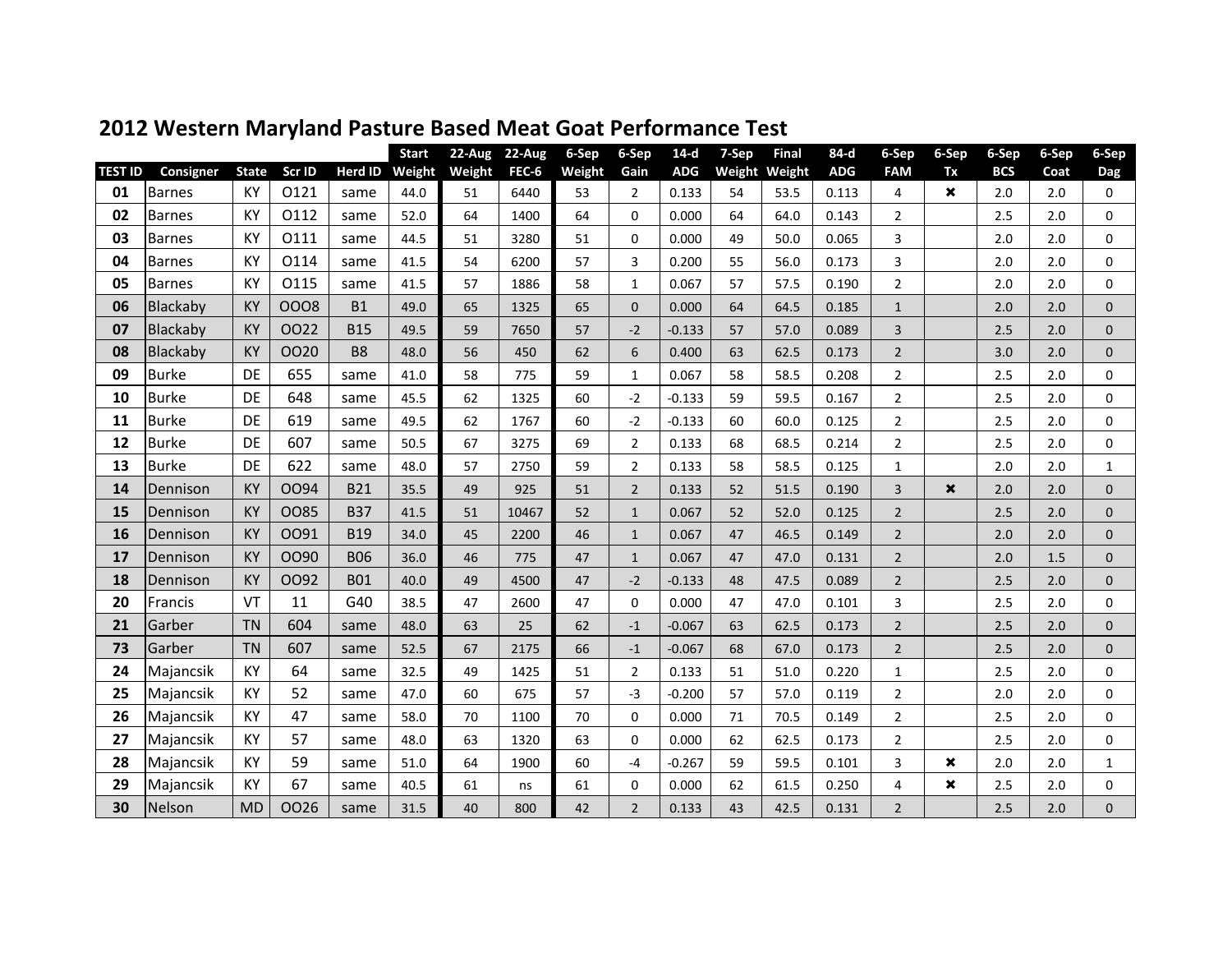# 2012 Western Maryland Pasture Based Meat Goat Performance Test

| TEST ID | Consigner | State | Scr ID | Herd ID | Start Weight | 22-Aug Weight | 22-Aug FEC-6 | 6-Sep Weight | 6-Sep Gain | 14-d ADG | 7-Sep Weight | Final Weight | 84-d ADG | 6-Sep FAM | 6-Sep Tx | 6-Sep BCS | 6-Sep Coat | 6-Sep Dag |
|---|---|---|---|---|---|---|---|---|---|---|---|---|---|---|---|---|---|---|
| 01 | Barnes | KY | O121 | same | 44.0 | 51 | 6440 | 53 | 2 | 0.133 | 54 | 53.5 | 0.113 | 4 | ✖ | 2.0 | 2.0 | 0 |
| 02 | Barnes | KY | O112 | same | 52.0 | 64 | 1400 | 64 | 0 | 0.000 | 64 | 64.0 | 0.143 | 2 | | 2.5 | 2.0 | 0 |
| 03 | Barnes | KY | O111 | same | 44.5 | 51 | 3280 | 51 | 0 | 0.000 | 49 | 50.0 | 0.065 | 3 | | 2.0 | 2.0 | 0 |
| 04 | Barnes | KY | O114 | same | 41.5 | 54 | 6200 | 57 | 3 | 0.200 | 55 | 56.0 | 0.173 | 3 | | 2.0 | 2.0 | 0 |
| 05 | Barnes | KY | O115 | same | 41.5 | 57 | 1886 | 58 | 1 | 0.067 | 57 | 57.5 | 0.190 | 2 | | 2.0 | 2.0 | 0 |
| 06 | Blackaby | KY | OOO8 | B1 | 49.0 | 65 | 1325 | 65 | 0 | 0.000 | 64 | 64.5 | 0.185 | 1 | | 2.0 | 2.0 | 0 |
| 07 | Blackaby | KY | OO22 | B15 | 49.5 | 59 | 7650 | 57 | -2 | -0.133 | 57 | 57.0 | 0.089 | 3 | | 2.5 | 2.0 | 0 |
| 08 | Blackaby | KY | OO20 | B8 | 48.0 | 56 | 450 | 62 | 6 | 0.400 | 63 | 62.5 | 0.173 | 2 | | 3.0 | 2.0 | 0 |
| 09 | Burke | DE | 655 | same | 41.0 | 58 | 775 | 59 | 1 | 0.067 | 58 | 58.5 | 0.208 | 2 | | 2.5 | 2.0 | 0 |
| 10 | Burke | DE | 648 | same | 45.5 | 62 | 1325 | 60 | -2 | -0.133 | 59 | 59.5 | 0.167 | 2 | | 2.5 | 2.0 | 0 |
| 11 | Burke | DE | 619 | same | 49.5 | 62 | 1767 | 60 | -2 | -0.133 | 60 | 60.0 | 0.125 | 2 | | 2.5 | 2.0 | 0 |
| 12 | Burke | DE | 607 | same | 50.5 | 67 | 3275 | 69 | 2 | 0.133 | 68 | 68.5 | 0.214 | 2 | | 2.5 | 2.0 | 0 |
| 13 | Burke | DE | 622 | same | 48.0 | 57 | 2750 | 59 | 2 | 0.133 | 58 | 58.5 | 0.125 | 1 | | 2.0 | 2.0 | 1 |
| 14 | Dennison | KY | OO94 | B21 | 35.5 | 49 | 925 | 51 | 2 | 0.133 | 52 | 51.5 | 0.190 | 3 | ✖ | 2.0 | 2.0 | 0 |
| 15 | Dennison | KY | OO85 | B37 | 41.5 | 51 | 10467 | 52 | 1 | 0.067 | 52 | 52.0 | 0.125 | 2 | | 2.5 | 2.0 | 0 |
| 16 | Dennison | KY | OO91 | B19 | 34.0 | 45 | 2200 | 46 | 1 | 0.067 | 47 | 46.5 | 0.149 | 2 | | 2.0 | 2.0 | 0 |
| 17 | Dennison | KY | OO90 | B06 | 36.0 | 46 | 775 | 47 | 1 | 0.067 | 47 | 47.0 | 0.131 | 2 | | 2.0 | 1.5 | 0 |
| 18 | Dennison | KY | OO92 | B01 | 40.0 | 49 | 4500 | 47 | -2 | -0.133 | 48 | 47.5 | 0.089 | 2 | | 2.5 | 2.0 | 0 |
| 20 | Francis | VT | 11 | G40 | 38.5 | 47 | 2600 | 47 | 0 | 0.000 | 47 | 47.0 | 0.101 | 3 | | 2.5 | 2.0 | 0 |
| 21 | Garber | TN | 604 | same | 48.0 | 63 | 25 | 62 | -1 | -0.067 | 63 | 62.5 | 0.173 | 2 | | 2.5 | 2.0 | 0 |
| 73 | Garber | TN | 607 | same | 52.5 | 67 | 2175 | 66 | -1 | -0.067 | 68 | 67.0 | 0.173 | 2 | | 2.5 | 2.0 | 0 |
| 24 | Majancsik | KY | 64 | same | 32.5 | 49 | 1425 | 51 | 2 | 0.133 | 51 | 51.0 | 0.220 | 1 | | 2.5 | 2.0 | 0 |
| 25 | Majancsik | KY | 52 | same | 47.0 | 60 | 675 | 57 | -3 | -0.200 | 57 | 57.0 | 0.119 | 2 | | 2.0 | 2.0 | 0 |
| 26 | Majancsik | KY | 47 | same | 58.0 | 70 | 1100 | 70 | 0 | 0.000 | 71 | 70.5 | 0.149 | 2 | | 2.5 | 2.0 | 0 |
| 27 | Majancsik | KY | 57 | same | 48.0 | 63 | 1320 | 63 | 0 | 0.000 | 62 | 62.5 | 0.173 | 2 | | 2.5 | 2.0 | 0 |
| 28 | Majancsik | KY | 59 | same | 51.0 | 64 | 1900 | 60 | -4 | -0.267 | 59 | 59.5 | 0.101 | 3 | ✖ | 2.0 | 2.0 | 1 |
| 29 | Majancsik | KY | 67 | same | 40.5 | 61 | ns | 61 | 0 | 0.000 | 62 | 61.5 | 0.250 | 4 | ✖ | 2.5 | 2.0 | 0 |
| 30 | Nelson | MD | OO26 | same | 31.5 | 40 | 800 | 42 | 2 | 0.133 | 43 | 42.5 | 0.131 | 2 | | 2.5 | 2.0 | 0 |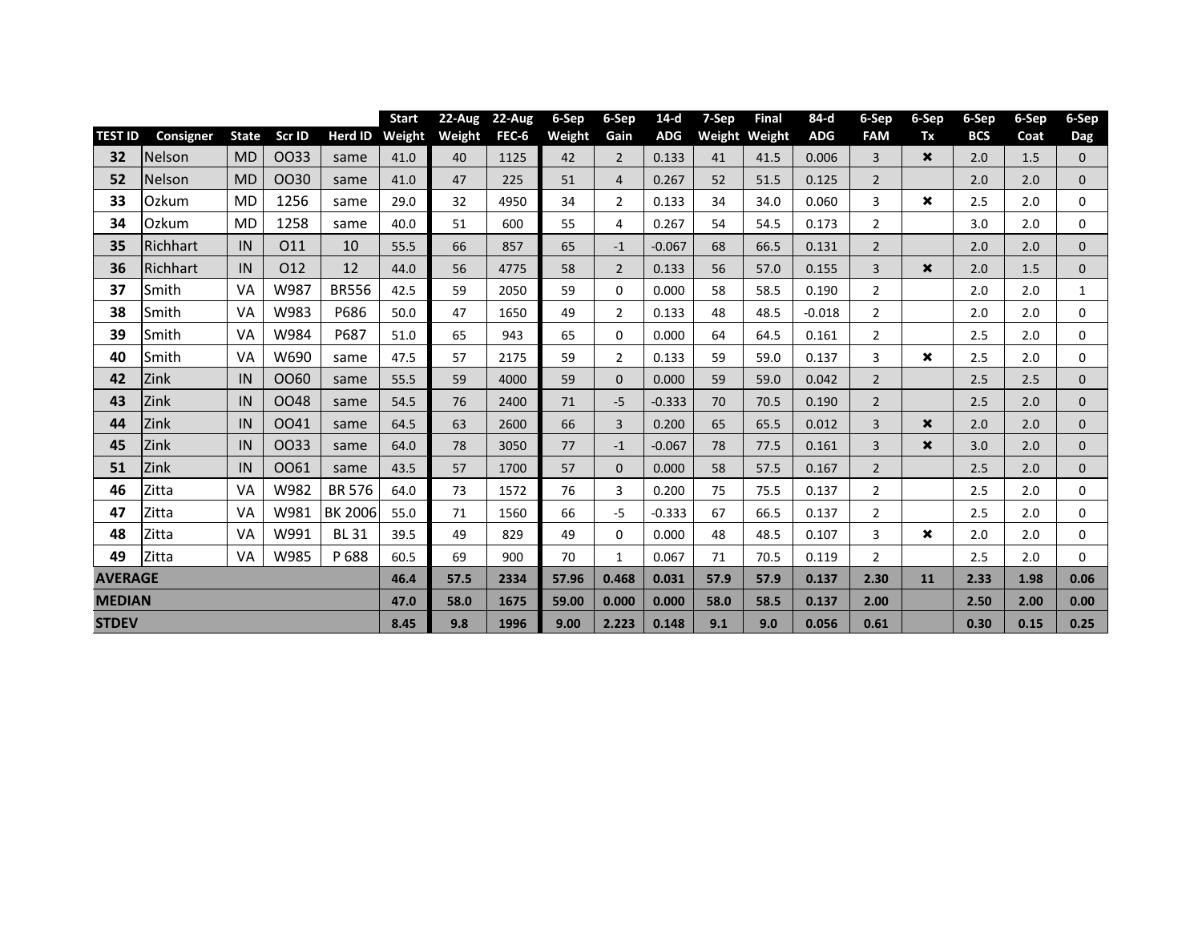| TEST ID | Consigner | State | Scr ID | Herd ID | Start Weight | 22-Aug Weight | 22-Aug FEC-6 | 6-Sep Weight | 6-Sep Gain | 14-d ADG | 7-Sep Weight | Final Weight | 84-d ADG | 6-Sep FAM | 6-Sep Tx | 6-Sep BCS | 6-Sep Coat | 6-Sep Dag |
|---|---|---|---|---|---|---|---|---|---|---|---|---|---|---|---|---|---|---|
| 32 | Nelson | MD | OO33 | same | 41.0 | 40 | 1125 | 42 | 2 | 0.133 | 41 | 41.5 | 0.006 | 3 | ✖ | 2.0 | 1.5 | 0 |
| 52 | Nelson | MD | OO30 | same | 41.0 | 47 | 225 | 51 | 4 | 0.267 | 52 | 51.5 | 0.125 | 2 | | 2.0 | 2.0 | 0 |
| 33 | Ozkum | MD | 1256 | same | 29.0 | 32 | 4950 | 34 | 2 | 0.133 | 34 | 34.0 | 0.060 | 3 | ✖ | 2.5 | 2.0 | 0 |
| 34 | Ozkum | MD | 1258 | same | 40.0 | 51 | 600 | 55 | 4 | 0.267 | 54 | 54.5 | 0.173 | 2 | | 3.0 | 2.0 | 0 |
| 35 | Richhart | IN | O11 | 10 | 55.5 | 66 | 857 | 65 | -1 | -0.067 | 68 | 66.5 | 0.131 | 2 | | 2.0 | 2.0 | 0 |
| 36 | Richhart | IN | O12 | 12 | 44.0 | 56 | 4775 | 58 | 2 | 0.133 | 56 | 57.0 | 0.155 | 3 | ✖ | 2.0 | 1.5 | 0 |
| 37 | Smith | VA | W987 | BR556 | 42.5 | 59 | 2050 | 59 | 0 | 0.000 | 58 | 58.5 | 0.190 | 2 | | 2.0 | 2.0 | 1 |
| 38 | Smith | VA | W983 | P686 | 50.0 | 47 | 1650 | 49 | 2 | 0.133 | 48 | 48.5 | -0.018 | 2 | | 2.0 | 2.0 | 0 |
| 39 | Smith | VA | W984 | P687 | 51.0 | 65 | 943 | 65 | 0 | 0.000 | 64 | 64.5 | 0.161 | 2 | | 2.5 | 2.0 | 0 |
| 40 | Smith | VA | W690 | same | 47.5 | 57 | 2175 | 59 | 2 | 0.133 | 59 | 59.0 | 0.137 | 3 | ✖ | 2.5 | 2.0 | 0 |
| 42 | Zink | IN | OO60 | same | 55.5 | 59 | 4000 | 59 | 0 | 0.000 | 59 | 59.0 | 0.042 | 2 | | 2.5 | 2.5 | 0 |
| 43 | Zink | IN | OO48 | same | 54.5 | 76 | 2400 | 71 | -5 | -0.333 | 70 | 70.5 | 0.190 | 2 | | 2.5 | 2.0 | 0 |
| 44 | Zink | IN | OO41 | same | 64.5 | 63 | 2600 | 66 | 3 | 0.200 | 65 | 65.5 | 0.012 | 3 | ✖ | 2.0 | 2.0 | 0 |
| 45 | Zink | IN | OO33 | same | 64.0 | 78 | 3050 | 77 | -1 | -0.067 | 78 | 77.5 | 0.161 | 3 | ✖ | 3.0 | 2.0 | 0 |
| 51 | Zink | IN | OO61 | same | 43.5 | 57 | 1700 | 57 | 0 | 0.000 | 58 | 57.5 | 0.167 | 2 | | 2.5 | 2.0 | 0 |
| 46 | Zitta | VA | W982 | BR 576 | 64.0 | 73 | 1572 | 76 | 3 | 0.200 | 75 | 75.5 | 0.137 | 2 | | 2.5 | 2.0 | 0 |
| 47 | Zitta | VA | W981 | BK 2006 | 55.0 | 71 | 1560 | 66 | -5 | -0.333 | 67 | 66.5 | 0.137 | 2 | | 2.5 | 2.0 | 0 |
| 48 | Zitta | VA | W991 | BL 31 | 39.5 | 49 | 829 | 49 | 0 | 0.000 | 48 | 48.5 | 0.107 | 3 | ✖ | 2.0 | 2.0 | 0 |
| 49 | Zitta | VA | W985 | P 688 | 60.5 | 69 | 900 | 70 | 1 | 0.067 | 71 | 70.5 | 0.119 | 2 | | 2.5 | 2.0 | 0 |
| **AVERAGE** | | | | | **46.4** | **57.5** | **2334** | **57.96** | **0.468** | **0.031** | **57.9** | **57.9** | **0.137** | **2.30** | **11** | **2.33** | **1.98** | **0.06** |
| **MEDIAN** | | | | | **47.0** | **58.0** | **1675** | **59.00** | **0.000** | **0.000** | **58.0** | **58.5** | **0.137** | **2.00** | | **2.50** | **2.00** | **0.00** |
| **STDEV** | | | | | **8.45** | **9.8** | **1996** | **9.00** | **2.223** | **0.148** | **9.1** | **9.0** | **0.056** | **0.61** | | **0.30** | **0.15** | **0.25** |